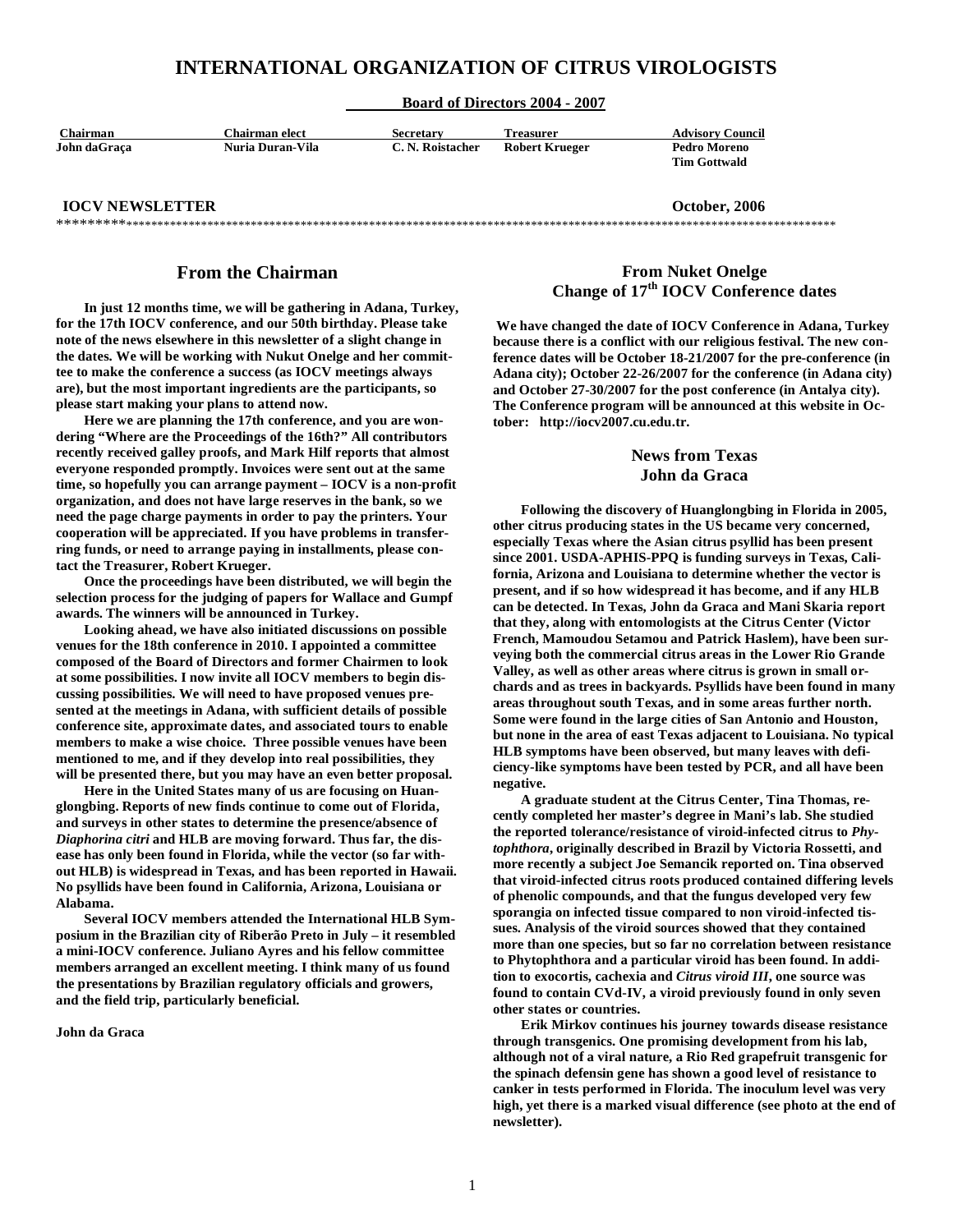# INTERNATIONAL ORGANIZATION OF CITRUS VIROLOGISTS

**Board of Directors 2004 - 2007**

| Chairman | Chairman elect | Secretary | Treasurer | Advisory Council |
|---|---|---|---|---|
| John daGraça | Nuria Duran-Vila | C. N. Roistacher | Robert Krueger | Pedro Moreno |
| | | | | Tim Gottwald |

**IOCV NEWSLETTER** **October, 2006**

************************************************************************************************************************

## From the Chairman

**In just 12 months time, we will be gathering in Adana, Turkey, for the 17th IOCV conference, and our 50th birthday. Please take note of the news elsewhere in this newsletter of a slight change in the dates. We will be working with Nukut Onelge and her committee to make the conference a success (as IOCV meetings always are), but the most important ingredients are the participants, so please start making your plans to attend now.**

**Here we are planning the 17th conference, and you are wondering "Where are the Proceedings of the 16th?" All contributors recently received galley proofs, and Mark Hilf reports that almost everyone responded promptly. Invoices were sent out at the same time, so hopefully you can arrange payment – IOCV is a non-profit organization, and does not have large reserves in the bank, so we need the page charge payments in order to pay the printers. Your cooperation will be appreciated. If you have problems in transferring funds, or need to arrange paying in installments, please contact the Treasurer, Robert Krueger.**

**Once the proceedings have been distributed, we will begin the selection process for the judging of papers for Wallace and Gumpf awards. The winners will be announced in Turkey.**

**Looking ahead, we have also initiated discussions on possible venues for the 18th conference in 2010. I appointed a committee composed of the Board of Directors and former Chairmen to look at some possibilities. I now invite all IOCV members to begin discussing possibilities. We will need to have proposed venues presented at the meetings in Adana, with sufficient details of possible conference site, approximate dates, and associated tours to enable members to make a wise choice. Three possible venues have been mentioned to me, and if they develop into real possibilities, they will be presented there, but you may have an even better proposal.**

**Here in the United States many of us are focusing on Huanglongbing. Reports of new finds continue to come out of Florida, and surveys in other states to determine the presence/absence of *Diaphorina citri* and HLB are moving forward. Thus far, the disease has only been found in Florida, while the vector (so far without HLB) is widespread in Texas, and has been reported in Hawaii. No psyllids have been found in California, Arizona, Louisiana or Alabama.**

**Several IOCV members attended the International HLB Symposium in the Brazilian city of Riberão Preto in July – it resembled a mini-IOCV conference. Juliano Ayres and his fellow committee members arranged an excellent meeting. I think many of us found the presentations by Brazilian regulatory officials and growers, and the field trip, particularly beneficial.**

**John da Graca**

## From Nuket Onelge
## Change of 17th IOCV Conference dates

**We have changed the date of IOCV Conference in Adana, Turkey because there is a conflict with our religious festival. The new conference dates will be October 18-21/2007 for the pre-conference (in Adana city); October 22-26/2007 for the conference (in Adana city) and October 27-30/2007 for the post conference (in Antalya city). The Conference program will be announced at this website in October: http://iocv2007.cu.edu.tr.**

## News from Texas
## John da Graca

**Following the discovery of Huanglongbing in Florida in 2005, other citrus producing states in the US became very concerned, especially Texas where the Asian citrus psyllid has been present since 2001. USDA-APHIS-PPQ is funding surveys in Texas, California, Arizona and Louisiana to determine whether the vector is present, and if so how widespread it has become, and if any HLB can be detected. In Texas, John da Graca and Mani Skaria report that they, along with entomologists at the Citrus Center (Victor French, Mamoudou Setamou and Patrick Haslem), have been surveying both the commercial citrus areas in the Lower Rio Grande Valley, as well as other areas where citrus is grown in small orchards and as trees in backyards. Psyllids have been found in many areas throughout south Texas, and in some areas further north. Some were found in the large cities of San Antonio and Houston, but none in the area of east Texas adjacent to Louisiana. No typical HLB symptoms have been observed, but many leaves with deficiency-like symptoms have been tested by PCR, and all have been negative.**

**A graduate student at the Citrus Center, Tina Thomas, recently completed her master's degree in Mani's lab. She studied the reported tolerance/resistance of viroid-infected citrus to *Phytophthora*, originally described in Brazil by Victoria Rossetti, and more recently a subject Joe Semancik reported on. Tina observed that viroid-infected citrus roots produced contained differing levels of phenolic compounds, and that the fungus developed very few sporangia on infected tissue compared to non viroid-infected tissues. Analysis of the viroid sources showed that they contained more than one species, but so far no correlation between resistance to Phytophthora and a particular viroid has been found. In addition to exocortis, cachexia and *Citrus viroid III*, one source was found to contain CVd-IV, a viroid previously found in only seven other states or countries.**

**Erik Mirkov continues his journey towards disease resistance through transgenics. One promising development from his lab, although not of a viral nature, a Rio Red grapefruit transgenic for the spinach defensin gene has shown a good level of resistance to canker in tests performed in Florida. The inoculum level was very high, yet there is a marked visual difference (see photo at the end of newsletter).**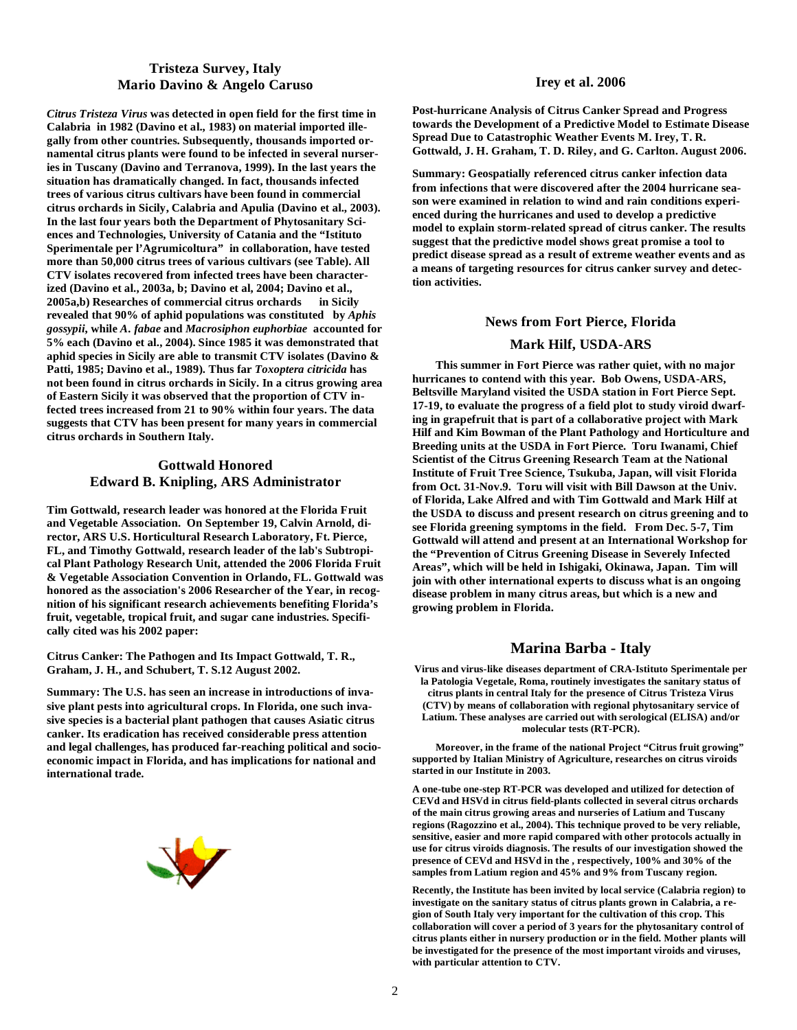## Tristeza Survey, Italy
## Mario Davino & Angelo Caruso

***Citrus Tristeza Virus*** **was detected in open field for the first time in Calabria in 1982 (Davino et al., 1983) on material imported illegally from other countries. Subsequently, thousands imported ornamental citrus plants were found to be infected in several nurseries in Tuscany (Davino and Terranova, 1999). In the last years the situation has dramatically changed. In fact, thousands infected trees of various citrus cultivars have been found in commercial citrus orchards in Sicily, Calabria and Apulia (Davino et al., 2003). In the last four years both the Department of Phytosanitary Sciences and Technologies, University of Catania and the "Istituto Sperimentale per l'Agrumicoltura" in collaboration, have tested more than 50,000 citrus trees of various cultivars (see Table). All CTV isolates recovered from infected trees have been characterized (Davino et al., 2003a, b; Davino et al, 2004; Davino et al., 2005a,b) Researches of commercial citrus orchards in Sicily revealed that 90% of aphid populations was constituted by** ***Aphis gossypii*****, while** ***A. fabae*** **and** ***Macrosiphon euphorbiae*** **accounted for 5% each (Davino et al., 2004). Since 1985 it was demonstrated that aphid species in Sicily are able to transmit CTV isolates (Davino & Patti, 1985; Davino et al., 1989). Thus far** ***Toxoptera citricida*** **has not been found in citrus orchards in Sicily. In a citrus growing area of Eastern Sicily it was observed that the proportion of CTV infected trees increased from 21 to 90% within four years. The data suggests that CTV has been present for many years in commercial citrus orchards in Southern Italy.**

## Gottwald Honored
## Edward B. Knipling, ARS Administrator

**Tim Gottwald, research leader was honored at the Florida Fruit and Vegetable Association. On September 19, Calvin Arnold, director, ARS U.S. Horticultural Research Laboratory, Ft. Pierce, FL, and Timothy Gottwald, research leader of the lab's Subtropical Plant Pathology Research Unit, attended the 2006 Florida Fruit & Vegetable Association Convention in Orlando, FL. Gottwald was honored as the association's 2006 Researcher of the Year, in recognition of his significant research achievements benefiting Florida's fruit, vegetable, tropical fruit, and sugar cane industries. Specifically cited was his 2002 paper:**

**Citrus Canker: The Pathogen and Its Impact Gottwald, T. R., Graham, J. H., and Schubert, T. S.12 August 2002.**

**Summary: The U.S. has seen an increase in introductions of invasive plant pests into agricultural crops. In Florida, one such invasive species is a bacterial plant pathogen that causes Asiatic citrus canker. Its eradication has received considerable press attention and legal challenges, has produced far-reaching political and socioeconomic impact in Florida, and has implications for national and international trade.**

## Irey et al. 2006

**Post-hurricane Analysis of Citrus Canker Spread and Progress towards the Development of a Predictive Model to Estimate Disease Spread Due to Catastrophic Weather Events M. Irey, T. R. Gottwald, J. H. Graham, T. D. Riley, and G. Carlton. August 2006.**

**Summary: Geospatially referenced citrus canker infection data from infections that were discovered after the 2004 hurricane season were examined in relation to wind and rain conditions experienced during the hurricanes and used to develop a predictive model to explain storm-related spread of citrus canker. The results suggest that the predictive model shows great promise a tool to predict disease spread as a result of extreme weather events and as a means of targeting resources for citrus canker survey and detection activities.**

## News from Fort Pierce, Florida
## Mark Hilf, USDA-ARS

**This summer in Fort Pierce was rather quiet, with no major hurricanes to contend with this year. Bob Owens, USDA-ARS, Beltsville Maryland visited the USDA station in Fort Pierce Sept. 17-19, to evaluate the progress of a field plot to study viroid dwarfing in grapefruit that is part of a collaborative project with Mark Hilf and Kim Bowman of the Plant Pathology and Horticulture and Breeding units at the USDA in Fort Pierce. Toru Iwanami, Chief Scientist of the Citrus Greening Research Team at the National Institute of Fruit Tree Science, Tsukuba, Japan, will visit Florida from Oct. 31-Nov.9. Toru will visit with Bill Dawson at the Univ. of Florida, Lake Alfred and with Tim Gottwald and Mark Hilf at the USDA to discuss and present research on citrus greening and to see Florida greening symptoms in the field. From Dec. 5-7, Tim Gottwald will attend and present at an International Workshop for the "Prevention of Citrus Greening Disease in Severely Infected Areas", which will be held in Ishigaki, Okinawa, Japan. Tim will join with other international experts to discuss what is an ongoing disease problem in many citrus areas, but which is a new and growing problem in Florida.**

## Marina Barba - Italy

**Virus and virus-like diseases department of CRA-Istituto Sperimentale per la Patologia Vegetale, Roma, routinely investigates the sanitary status of citrus plants in central Italy for the presence of Citrus Tristeza Virus (CTV) by means of collaboration with regional phytosanitary service of Latium. These analyses are carried out with serological (ELISA) and/or molecular tests (RT-PCR).**

**Moreover, in the frame of the national Project "Citrus fruit growing" supported by Italian Ministry of Agriculture, researches on citrus viroids started in our Institute in 2003.**

**A one-tube one-step RT-PCR was developed and utilized for detection of CEVd and HSVd in citrus field-plants collected in several citrus orchards of the main citrus growing areas and nurseries of Latium and Tuscany regions (Ragozzino et al., 2004). This technique proved to be very reliable, sensitive, easier and more rapid compared with other protocols actually in use for citrus viroids diagnosis. The results of our investigation showed the presence of CEVd and HSVd in the , respectively, 100% and 30% of the samples from Latium region and 45% and 9% from Tuscany region.**

**Recently, the Institute has been invited by local service (Calabria region) to investigate on the sanitary status of citrus plants grown in Calabria, a region of South Italy very important for the cultivation of this crop. This collaboration will cover a period of 3 years for the phytosanitary control of citrus plants either in nursery production or in the field. Mother plants will be investigated for the presence of the most important viroids and viruses, with particular attention to CTV.**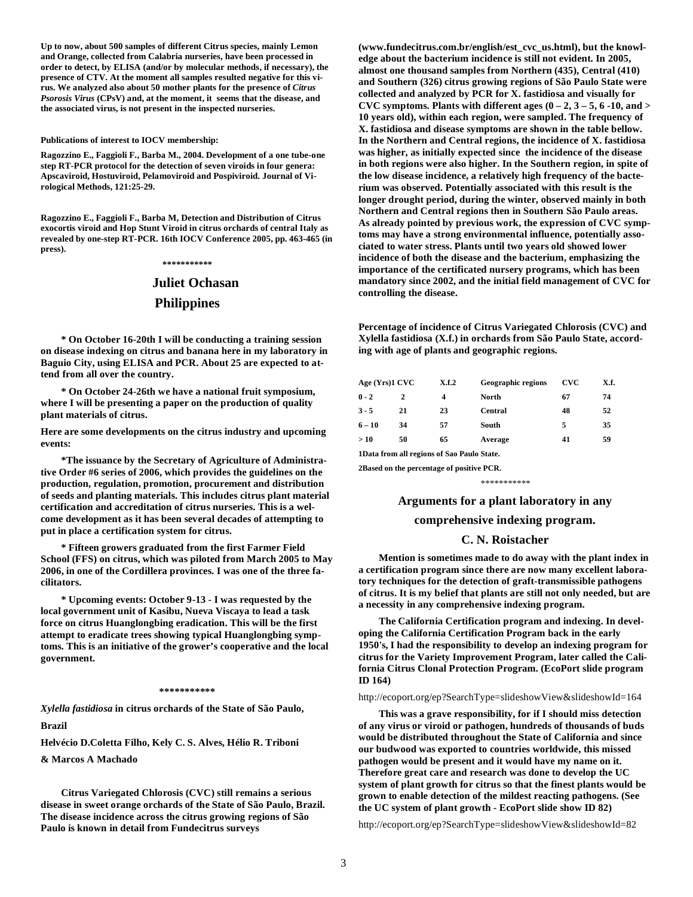**Up to now, about 500 samples of different Citrus species, mainly Lemon and Orange, collected from Calabria nurseries, have been processed in order to detect, by ELISA (and/or by molecular methods, if necessary), the presence of CTV. At the moment all samples resulted negative for this virus. We analyzed also about 50 mother plants for the presence of *Citrus Psorosis Virus* (CPsV) and, at the moment, it seems that the disease, and the associated virus, is not present in the inspected nurseries.**

**Publications of interest to IOCV membership:**

**Ragozzino E., Faggioli F., Barba M., 2004. Development of a one tube-one step RT-PCR protocol for the detection of seven viroids in four genera: Apscaviroid, Hostuviroid, Pelamoviroid and Pospiviroid. Journal of Virological Methods, 121:25-29.**

**Ragozzino E., Faggioli F., Barba M, Detection and Distribution of Citrus exocortis viroid and Hop Stunt Viroid in citrus orchards of central Italy as revealed by one-step RT-PCR. 16th IOCV Conference 2005, pp. 463-465 (in press).**

**\*\*\*\*\*\*\*\*\*\***

## Juliet Ochasan

## Philippines

**\* On October 16-20th I will be conducting a training session on disease indexing on citrus and banana here in my laboratory in Baguio City, using ELISA and PCR. About 25 are expected to attend from all over the country.**

**\* On October 24-26th we have a national fruit symposium, where I will be presenting a paper on the production of quality plant materials of citrus.**

**Here are some developments on the citrus industry and upcoming events:**

**\*The issuance by the Secretary of Agriculture of Administrative Order #6 series of 2006, which provides the guidelines on the production, regulation, promotion, procurement and distribution of seeds and planting materials. This includes citrus plant material certification and accreditation of citrus nurseries. This is a welcome development as it has been several decades of attempting to put in place a certification system for citrus.**

**\* Fifteen growers graduated from the first Farmer Field School (FFS) on citrus, which was piloted from March 2005 to May 2006, in one of the Cordillera provinces. I was one of the three facilitators.**

**\* Upcoming events: October 9-13 - I was requested by the local government unit of Kasibu, Nueva Viscaya to lead a task force on citrus Huanglongbing eradication. This will be the first attempt to eradicate trees showing typical Huanglongbing symptoms. This is an initiative of the grower's cooperative and the local government.**

**\*\*\*\*\*\*\*\*\*\*\***

***Xylella fastidiosa* in citrus orchards of the State of São Paulo, Brazil**

**Helvécio D.Coletta Filho, Kely C. S. Alves, Hélio R. Triboni & Marcos A Machado**

**Citrus Variegated Chlorosis (CVC) still remains a serious disease in sweet orange orchards of the State of São Paulo, Brazil. The disease incidence across the citrus growing regions of São Paulo is known in detail from Fundecitrus surveys (www.fundecitrus.com.br/english/est_cvc_us.html), but the knowledge about the bacterium incidence is still not evident. In 2005, almost one thousand samples from Northern (435), Central (410) and Southern (326) citrus growing regions of São Paulo State were collected and analyzed by PCR for X. fastidiosa and visually for CVC symptoms. Plants with different ages (0 – 2, 3 – 5, 6 -10, and > 10 years old), within each region, were sampled. The frequency of X. fastidiosa and disease symptoms are shown in the table bellow. In the Northern and Central regions, the incidence of X. fastidiosa was higher, as initially expected since the incidence of the disease in both regions were also higher. In the Southern region, in spite of the low disease incidence, a relatively high frequency of the bacterium was observed. Potentially associated with this result is the longer drought period, during the winter, observed mainly in both Northern and Central regions then in Southern São Paulo areas. As already pointed by previous work, the expression of CVC symptoms may have a strong environmental influence, potentially associated to water stress. Plants until two years old showed lower incidence of both the disease and the bacterium, emphasizing the importance of the certificated nursery programs, which has been mandatory since 2002, and the initial field management of CVC for controlling the disease.**

**Percentage of incidence of Citrus Variegated Chlorosis (CVC) and Xylella fastidiosa (X.f.) in orchards from São Paulo State, according with age of plants and geographic regions.**

| Age (Yrs)1 | CVC | X.f.2 | Geographic regions | CVC | X.f. |
|---|---|---|---|---|---|
| 0 - 2 | 2 | 4 | North | 67 | 74 |
| 3 - 5 | 21 | 23 | Central | 48 | 52 |
| 6 – 10 | 34 | 57 | South | 5 | 35 |
| > 10 | 50 | 65 | Average | 41 | 59 |

**1Data from all regions of Sao Paulo State.**

**2Based on the percentage of positive PCR.**

\*\*\*\*\*\*\*\*\*\*\*

## Arguments for a plant laboratory in any comprehensive indexing program.

## C. N. Roistacher

**Mention is sometimes made to do away with the plant index in a certification program since there are now many excellent laboratory techniques for the detection of graft-transmissible pathogens of citrus. It is my belief that plants are still not only needed, but are a necessity in any comprehensive indexing program.**

**The California Certification program and indexing. In developing the California Certification Program back in the early 1950's, I had the responsibility to develop an indexing program for citrus for the Variety Improvement Program, later called the California Citrus Clonal Protection Program. (EcoPort slide program ID 164)**

http://ecoport.org/ep?SearchType=slideshowView&slideshowId=164

**This was a grave responsibility, for if I should miss detection of any virus or viroid or pathogen, hundreds of thousands of buds would be distributed throughout the State of California and since our budwood was exported to countries worldwide, this missed pathogen would be present and it would have my name on it. Therefore great care and research was done to develop the UC system of plant growth for citrus so that the finest plants would be grown to enable detection of the mildest reacting pathogens. (See the UC system of plant growth - EcoPort slide show ID 82)**

http://ecoport.org/ep?SearchType=slideshowView&slideshowId=82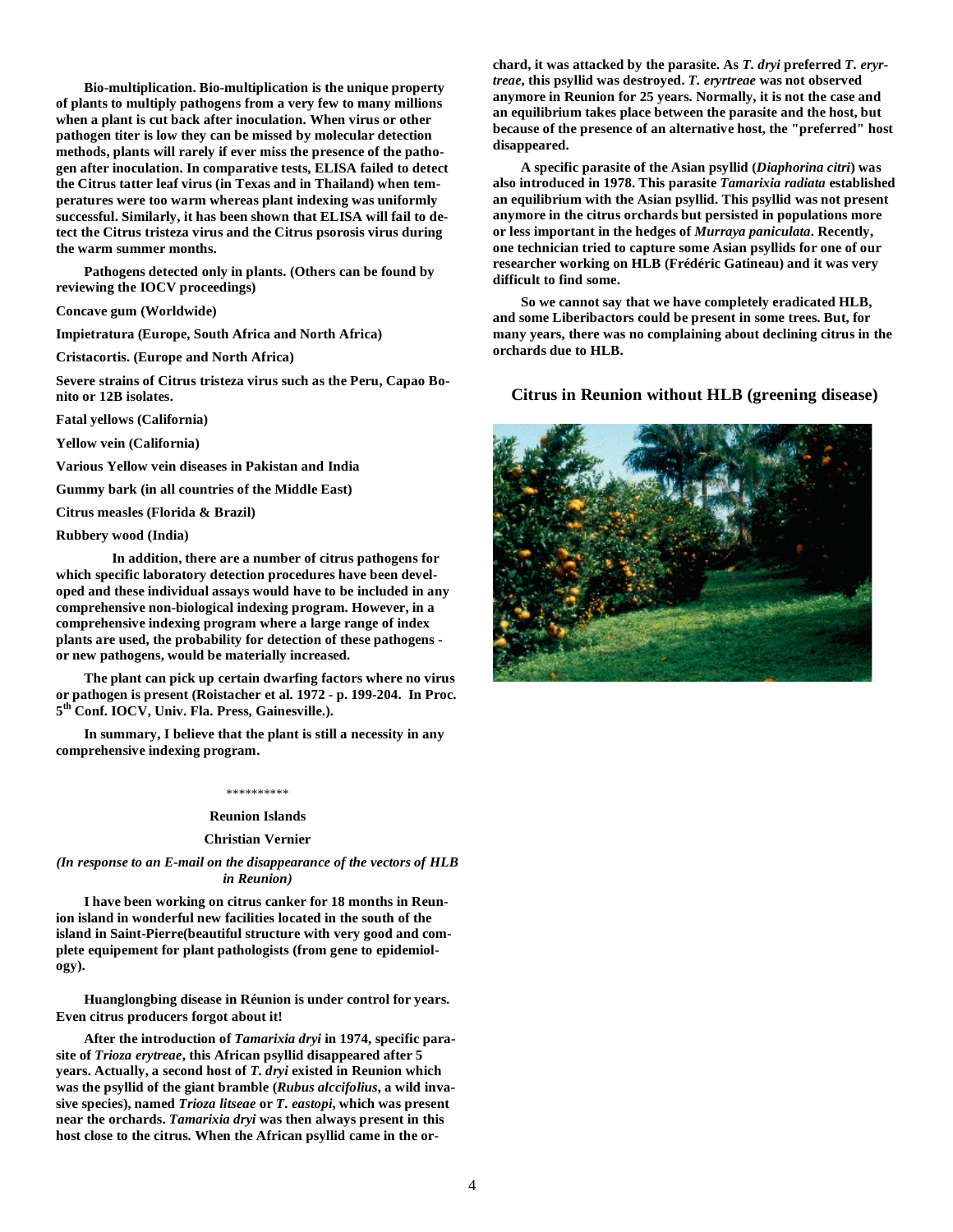**Bio-multiplication. Bio-multiplication is the unique property of plants to multiply pathogens from a very few to many millions when a plant is cut back after inoculation. When virus or other pathogen titer is low they can be missed by molecular detection methods, plants will rarely if ever miss the presence of the pathogen after inoculation. In comparative tests, ELISA failed to detect the Citrus tatter leaf virus (in Texas and in Thailand) when temperatures were too warm whereas plant indexing was uniformly successful. Similarly, it has been shown that ELISA will fail to detect the Citrus tristeza virus and the Citrus psorosis virus during the warm summer months.**

**Pathogens detected only in plants. (Others can be found by reviewing the IOCV proceedings)**

**Concave gum (Worldwide)**

**Impietratura (Europe, South Africa and North Africa)**

**Cristacortis. (Europe and North Africa)**

**Severe strains of Citrus tristeza virus such as the Peru, Capao Bonito or 12B isolates.**

**Fatal yellows (California)**

**Yellow vein (California)**

**Various Yellow vein diseases in Pakistan and India**

**Gummy bark (in all countries of the Middle East)**

**Citrus measles (Florida & Brazil)**

**Rubbery wood (India)**

**In addition, there are a number of citrus pathogens for which specific laboratory detection procedures have been developed and these individual assays would have to be included in any comprehensive non-biological indexing program. However, in a comprehensive indexing program where a large range of index plants are used, the probability for detection of these pathogens - or new pathogens, would be materially increased.**

**The plant can pick up certain dwarfing factors where no virus or pathogen is present (Roistacher et al. 1972 - p. 199-204. In Proc. 5th Conf. IOCV, Univ. Fla. Press, Gainesville.).**

**In summary, I believe that the plant is still a necessity in any comprehensive indexing program.**

\*\*\*\*\*\*\*\*\*\*

**Reunion Islands**

**Christian Vernier**

***(In response to an E-mail on the disappearance of the vectors of HLB in Reunion)***

**I have been working on citrus canker for 18 months in Reunion island in wonderful new facilities located in the south of the island in Saint-Pierre(beautiful structure with very good and complete equipement for plant pathologists (from gene to epidemiology).**

**Huanglongbing disease in Réunion is under control for years. Even citrus producers forgot about it!**

**After the introduction of *Tamarixia dryi* in 1974, specific parasite of *Trioza erytreae*, this African psyllid disappeared after 5 years. Actually, a second host of *T. dryi* existed in Reunion which was the psyllid of the giant bramble (*Rubus alccifolius*, a wild invasive species), named *Trioza litseae* or *T. eastopi*, which was present near the orchards. *Tamarixia dryi* was then always present in this host close to the citrus. When the African psyllid came in the orchard, it was attacked by the parasite. As *T. dryi* preferred *T. eryrtreae*, this psyllid was destroyed. *T. eryrtreae* was not observed anymore in Reunion for 25 years. Normally, it is not the case and an equilibrium takes place between the parasite and the host, but because of the presence of an alternative host, the "preferred" host disappeared.**

**A specific parasite of the Asian psyllid (*Diaphorina citri*) was also introduced in 1978. This parasite *Tamarixia radiata* established an equilibrium with the Asian psyllid. This psyllid was not present anymore in the citrus orchards but persisted in populations more or less important in the hedges of *Murraya paniculata*. Recently, one technician tried to capture some Asian psyllids for one of our researcher working on HLB (Frédéric Gatineau) and it was very difficult to find some.**

**So we cannot say that we have completely eradicated HLB, and some Liberibactors could be present in some trees. But, for many years, there was no complaining about declining citrus in the orchards due to HLB.**

**Citrus in Reunion without HLB (greening disease)**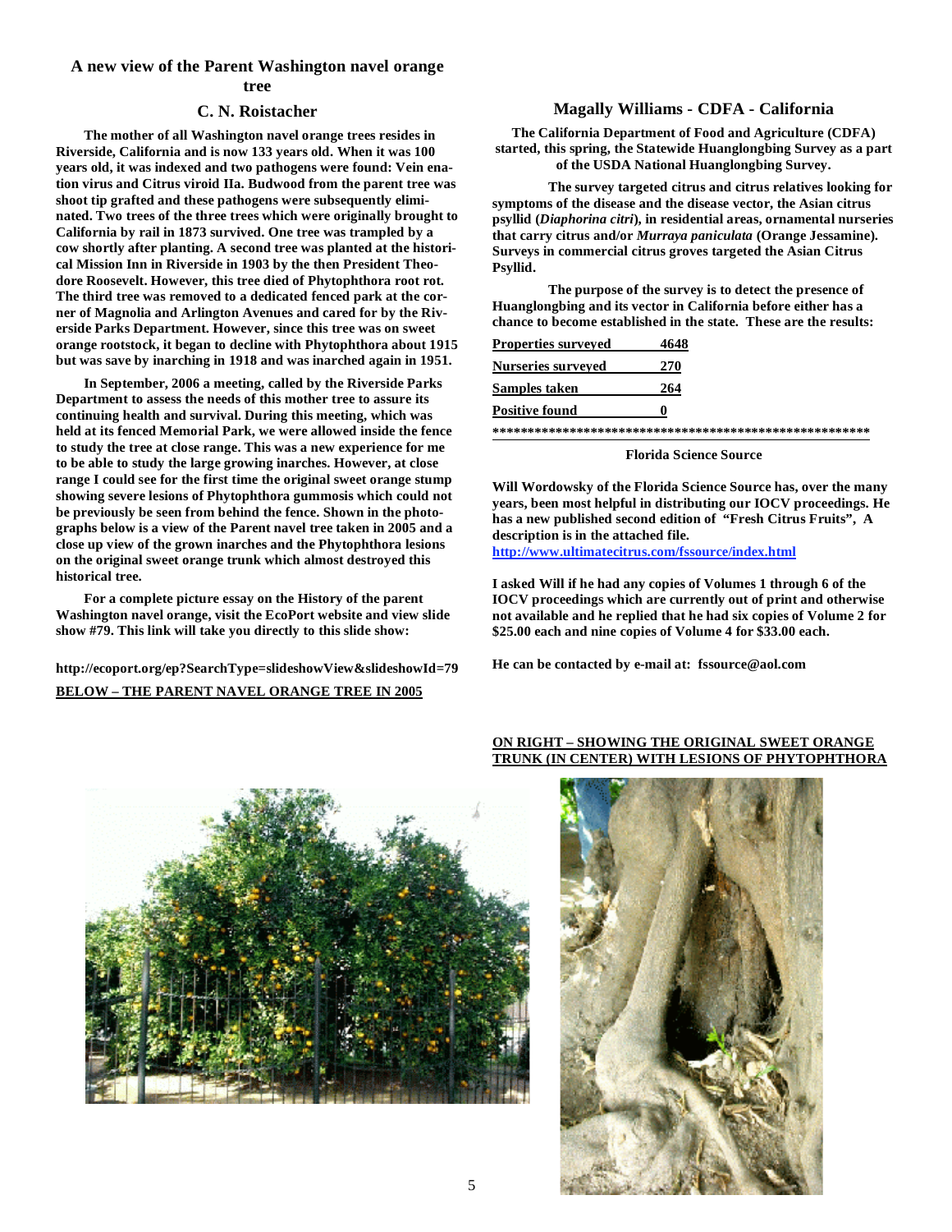## A new view of the Parent Washington navel orange tree

### C. N. Roistacher

**The mother of all Washington navel orange trees resides in Riverside, California and is now 133 years old. When it was 100 years old, it was indexed and two pathogens were found: Vein enation virus and Citrus viroid IIa. Budwood from the parent tree was shoot tip grafted and these pathogens were subsequently eliminated. Two trees of the three trees which were originally brought to California by rail in 1873 survived. One tree was trampled by a cow shortly after planting. A second tree was planted at the historical Mission Inn in Riverside in 1903 by the then President Theodore Roosevelt. However, this tree died of Phytophthora root rot. The third tree was removed to a dedicated fenced park at the corner of Magnolia and Arlington Avenues and cared for by the Riverside Parks Department. However, since this tree was on sweet orange rootstock, it began to decline with Phytophthora about 1915 but was save by inarching in 1918 and was inarched again in 1951.**

**In September, 2006 a meeting, called by the Riverside Parks Department to assess the needs of this mother tree to assure its continuing health and survival. During this meeting, which was held at its fenced Memorial Park, we were allowed inside the fence to study the tree at close range. This was a new experience for me to be able to study the large growing inarches. However, at close range I could see for the first time the original sweet orange stump showing severe lesions of Phytophthora gummosis which could not be previously be seen from behind the fence. Shown in the photographs below is a view of the Parent navel tree taken in 2005 and a close up view of the grown inarches and the Phytophthora lesions on the original sweet orange trunk which almost destroyed this historical tree.**

**For a complete picture essay on the History of the parent Washington navel orange, visit the EcoPort website and view slide show #79. This link will take you directly to this slide show:**

**http://ecoport.org/ep?SearchType=slideshowView&slideshowId=79**

**BELOW – THE PARENT NAVEL ORANGE TREE IN 2005**

## Magally Williams - CDFA - California

**The California Department of Food and Agriculture (CDFA) started, this spring, the Statewide Huanglongbing Survey as a part of the USDA National Huanglongbing Survey.**

**The survey targeted citrus and citrus relatives looking for symptoms of the disease and the disease vector, the Asian citrus psyllid (*Diaphorina citri*), in residential areas, ornamental nurseries that carry citrus and/or *Murraya paniculata* (Orange Jessamine). Surveys in commercial citrus groves targeted the Asian Citrus Psyllid.**

**The purpose of the survey is to detect the presence of Huanglongbing and its vector in California before either has a chance to become established in the state. These are the results:**

| | |
|---|---|
| **Properties surveyed** | **4648** |
| **Nurseries surveyed** | **270** |
| **Samples taken** | **264** |
| **Positive found** | **0** |

**********************************************************

**Florida Science Source**

**Will Wordowsky of the Florida Science Source has, over the many years, been most helpful in distributing our IOCV proceedings. He has a new published second edition of "Fresh Citrus Fruits", A description is in the attached file.**

**http://www.ultimatecitrus.com/fssource/index.html**

**I asked Will if he had any copies of Volumes 1 through 6 of the IOCV proceedings which are currently out of print and otherwise not available and he replied that he had six copies of Volume 2 for $25.00 each and nine copies of Volume 4 for $33.00 each.**

**He can be contacted by e-mail at: fssource@aol.com**

**ON RIGHT – SHOWING THE ORIGINAL SWEET ORANGE TRUNK (IN CENTER) WITH LESIONS OF PHYTOPHTHORA**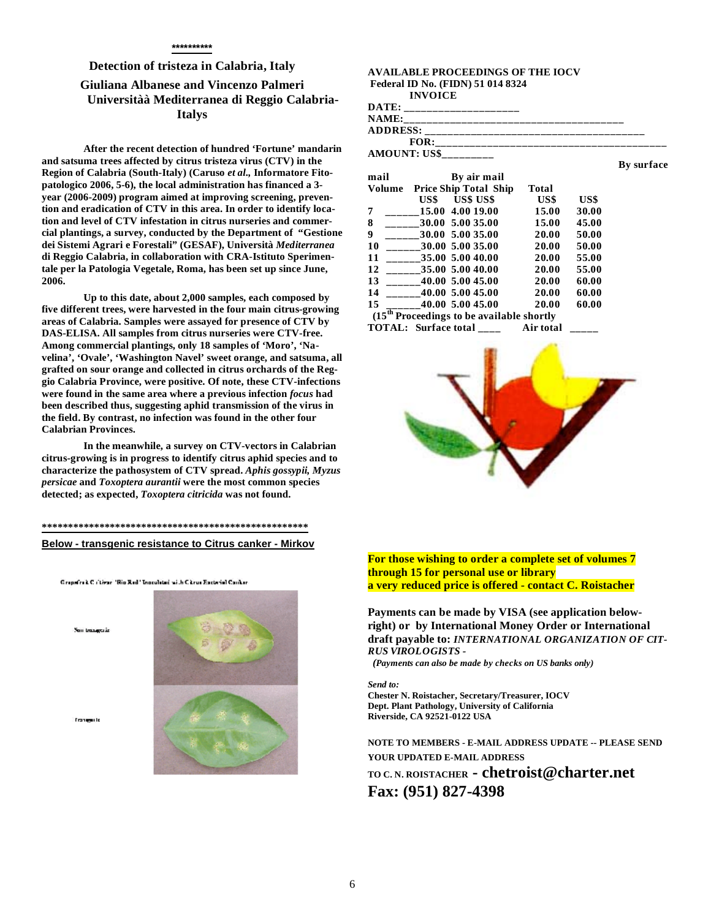**********

## Detection of tristeza in Calabria, Italy

### Giuliana Albanese and Vincenzo Palmeri
### Universitàà Mediterranea di Reggio Calabria-Italys

After the recent detection of hundred 'Fortune' mandarin and satsuma trees affected by citrus tristeza virus (CTV) in the Region of Calabria (South-Italy) (Caruso *et al.*, Informatore Fito-patologico 2006, 5-6), the local administration has financed a 3-year (2006-2009) program aimed at improving screening, prevention and eradication of CTV in this area. In order to identify location and level of CTV infestation in citrus nurseries and commercial plantings, a survey, conducted by the Department of "Gestione dei Sistemi Agrari e Forestali" (GESAF), Università *Mediterranea* di Reggio Calabria, in collaboration with CRA-Istituto Sperimentale per la Patologia Vegetale, Roma, has been set up since June, 2006.

Up to this date, about 2,000 samples, each composed by five different trees, were harvested in the four main citrus-growing areas of Calabria. Samples were assayed for presence of CTV by DAS-ELISA. All samples from citrus nurseries were CTV-free. Among commercial plantings, only 18 samples of 'Moro', 'Navelina', 'Ovale', 'Washington Navel' sweet orange, and satsuma, all grafted on sour orange and collected in citrus orchards of the Reggio Calabria Province, were positive. Of note, these CTV-infections were found in the same area where a previous infection *focus* had been described thus, suggesting aphid transmission of the virus in the field. By contrast, no infection was found in the other four Calabrian Provinces.

In the meanwhile, a survey on CTV-vectors in Calabrian citrus-growing is in progress to identify citrus aphid species and to characterize the pathosystem of CTV spread. *Aphis gossypii, Myzus persicae* and *Toxoptera aurantii* were the most common species detected; as expected, *Toxoptera citricida* was not found.

****************************************************

**Below - transgenic resistance to Citrus canker - Mirkov**

Grapefruit Cultivar 'Rio Red' Inoculated with Citrus Bacterial Canker

Non transgenic

Transgenic

**AVAILABLE PROCEEDINGS OF THE IOCV**
**Federal ID No. (FIDN) 51 014 8324**
**INVOICE**

**DATE:** ____________________
**NAME:**________________________________________
**ADDRESS:** ______________________________________
**FOR:**__________________________________________
**AMOUNT: US$**_________

| Volume | By air mail Price US$ | Ship US$ | Total US$ | By surface mail Ship US$ | Total US$ |
|---|---|---|---|---|---|
| 7 | ______15.00 | 4.00 | 19.00 | 15.00 | 30.00 |
| 8 | ______30.00 | 5.00 | 35.00 | 15.00 | 45.00 |
| 9 | ______30.00 | 5.00 | 35.00 | 20.00 | 50.00 |
| 10 | ______30.00 | 5.00 | 35.00 | 20.00 | 50.00 |
| 11 | ______35.00 | 5.00 | 40.00 | 20.00 | 55.00 |
| 12 | ______35.00 | 5.00 | 40.00 | 20.00 | 55.00 |
| 13 | ______40.00 | 5.00 | 45.00 | 20.00 | 60.00 |
| 14 | ______40.00 | 5.00 | 45.00 | 20.00 | 60.00 |
| 15 | ______40.00 | 5.00 | 45.00 | 20.00 | 60.00 |

(15th Proceedings to be available shortly

**TOTAL: Surface total ____ Air total _____**

**For those wishing to order a complete set of volumes 7 through 15 for personal use or library a very reduced price is offered - contact C. Roistacher**

**Payments can be made by VISA (see application below-right) or by International Money Order or International draft payable to: *INTERNATIONAL ORGANIZATION OF CITRUS VIROLOGISTS -***
***(Payments can also be made by checks on US banks only)***

***Send to:***
**Chester N. Roistacher, Secretary/Treasurer, IOCV**
**Dept. Plant Pathology, University of California**
**Riverside, CA 92521-0122 USA**

**NOTE TO MEMBERS - E-MAIL ADDRESS UPDATE -- PLEASE SEND YOUR UPDATED E-MAIL ADDRESS TO C. N. ROISTACHER - chetroist@charter.net**
**Fax: (951) 827-4398**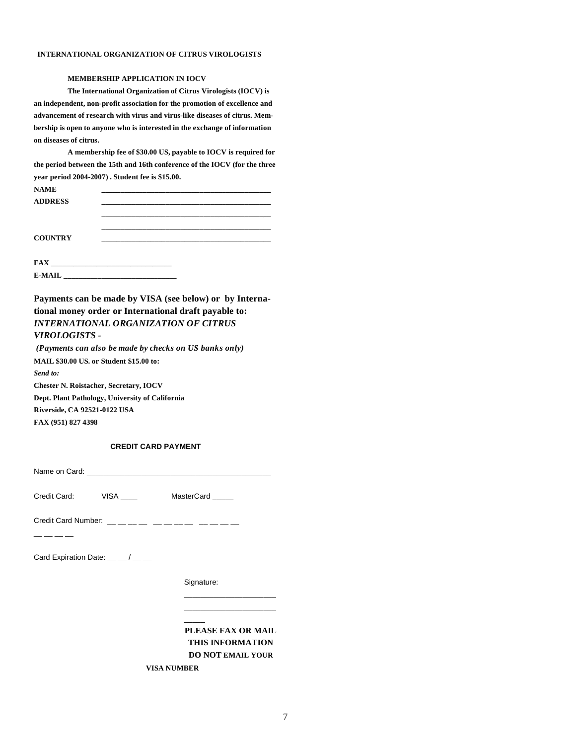**INTERNATIONAL ORGANIZATION OF CITRUS VIROLOGISTS**

**MEMBERSHIP APPLICATION IN IOCV**

**The International Organization of Citrus Virologists (IOCV) is an independent, non-profit association for the promotion of excellence and advancement of research with virus and virus-like diseases of citrus. Membership is open to anyone who is interested in the exchange of information on diseases of citrus.**

**A membership fee of $30.00 US, payable to IOCV is required for the period between the 15th and 16th conference of the IOCV (for the three year period 2004-2007) . Student fee is $15.00.**

**NAME** ____________________________________________

**ADDRESS** ____________________________________________

____________________________________________

____________________________________________

**COUNTRY** ____________________________________________

**FAX** ________________________________

**E-MAIL** ______________________________

**Payments can be made by VISA (see below) or by International money order or International draft payable to:**
***INTERNATIONAL ORGANIZATION OF CITRUS VIROLOGISTS -***

***(Payments can also be made by checks on US banks only)***

**MAIL $30.00 US. or Student $15.00 to:**

***Send to:***

**Chester N. Roistacher, Secretary, IOCV**
**Dept. Plant Pathology, University of California**
**Riverside, CA 92521-0122 USA**
**FAX (951) 827 4398**

**CREDIT CARD PAYMENT**

Name on Card: ____________________________________________

Credit Card: VISA ____ MasterCard _____

Credit Card Number: __ __ __ __ __ __ __ __ __ __ __ __ __ __ __ __

Card Expiration Date: __ __ / __ __

Signature: ___________________________

**PLEASE FAX OR MAIL THIS INFORMATION DO NOT EMAIL YOUR VISA NUMBER**